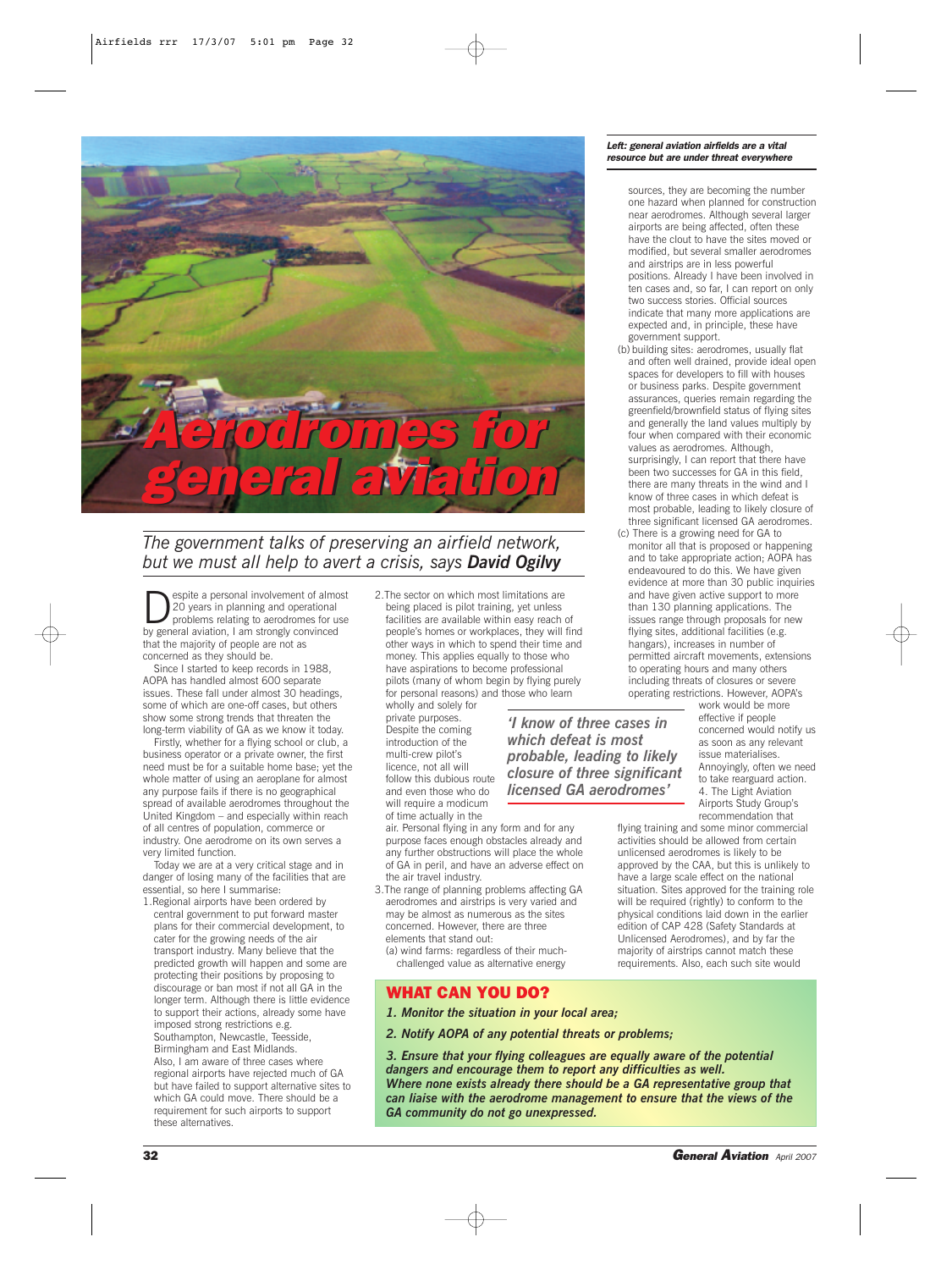# Aerodromes for general aviation

*The government talks of preserving an airfield network, but we must all help to avert a crisis, says* ***David Ogilvy***

*Left: general aviation airfields are a vital resource but are under threat everywhere*

Despite a personal involvement of almost 20 years in planning and operational problems relating to aerodromes for use by general aviation, I am strongly convinced that the majority of people are not as concerned as they should be.

Since I started to keep records in 1988, AOPA has handled almost 600 separate issues. These fall under almost 30 headings, some of which are one-off cases, but others show some strong trends that threaten the long-term viability of GA as we know it today.

Firstly, whether for a flying school or club, a business operator or a private owner, the first need must be for a suitable home base; yet the whole matter of using an aeroplane for almost any purpose fails if there is no geographical spread of available aerodromes throughout the United Kingdom – and especially within reach of all centres of population, commerce or industry. One aerodrome on its own serves a very limited function.

Today we are at a very critical stage and in danger of losing many of the facilities that are essential, so here I summarise:

1. Regional airports have been ordered by central government to put forward master plans for their commercial development, to cater for the growing needs of the air transport industry. Many believe that the predicted growth will happen and some are protecting their positions by proposing to discourage or ban most if not all GA in the longer term. Although there is little evidence to support their actions, already some have imposed strong restrictions e.g. Southampton, Newcastle, Teesside, Birmingham and East Midlands.
   Also, I am aware of three cases where regional airports have rejected much of GA but have failed to support alternative sites to which GA could move. There should be a requirement for such airports to support these alternatives.
2. The sector on which most limitations are being placed is pilot training, yet unless facilities are available within easy reach of people's homes or workplaces, they will find other ways in which to spend their time and money. This applies equally to those who have aspirations to become professional pilots (many of whom begin by flying purely for personal reasons) and those who learn wholly and solely for private purposes. Despite the coming introduction of the multi-crew pilot's licence, not all will follow this dubious route and even those who do will require a modicum of time actually in the air. Personal flying in any form and for any purpose faces enough obstacles already and any further obstructions will place the whole of GA in peril, and have an adverse effect on the air travel industry.
3. The range of planning problems affecting GA aerodromes and airstrips is very varied and may be almost as numerous as the sites concerned. However, there are three elements that stand out:
   (a) wind farms: regardless of their much-challenged value as alternative energy sources, they are becoming the number one hazard when planned for construction near aerodromes. Although several larger airports are being affected, often these have the clout to have the sites moved or modified, but several smaller aerodromes and airstrips are in less powerful positions. Already I have been involved in ten cases and, so far, I can report on only two success stories. Official sources indicate that many more applications are expected and, in principle, these have government support.
   (b) building sites: aerodromes, usually flat and often well drained, provide ideal open spaces for developers to fill with houses or business parks. Despite government assurances, queries remain regarding the greenfield/brownfield status of flying sites and generally the land values multiply by four when compared with their economic values as aerodromes. Although, surprisingly, I can report that there have been two successes for GA in this field, there are many threats in the wind and I know of three cases in which defeat is most probable, leading to likely closure of three significant licensed GA aerodromes.
   (c) There is a growing need for GA to monitor all that is proposed or happening and to take appropriate action; AOPA has endeavoured to do this. We have given evidence at more than 30 public inquiries and have given active support to more than 130 planning applications. The issues range through proposals for new flying sites, additional facilities (e.g. hangars), increases in number of permitted aircraft movements, extensions to operating hours and many others including threats of closures or severe operating restrictions. However, AOPA's work would be more effective if people concerned would notify us as soon as any relevant issue materialises. Annoyingly, often we need to take rearguard action.

*'I know of three cases in which defeat is most probable, leading to likely closure of three significant licensed GA aerodromes'*

4. The Light Aviation Airports Study Group's recommendation that flying training and some minor commercial activities should be allowed from certain unlicensed aerodromes is likely to be approved by the CAA, but this is unlikely to have a large scale effect on the national situation. Sites approved for the training role will be required (rightly) to conform to the physical conditions laid down in the earlier edition of CAP 428 (Safety Standards at Unlicensed Aerodromes), and by far the majority of airstrips cannot match these requirements. Also, each such site would

## WHAT CAN YOU DO?

***1. Monitor the situation in your local area;***

***2. Notify AOPA of any potential threats or problems;***

***3. Ensure that your flying colleagues are equally aware of the potential dangers and encourage them to report any difficulties as well.***
***Where none exists already there should be a GA representative group that can liaise with the aerodrome management to ensure that the views of the GA community do not go unexpressed.***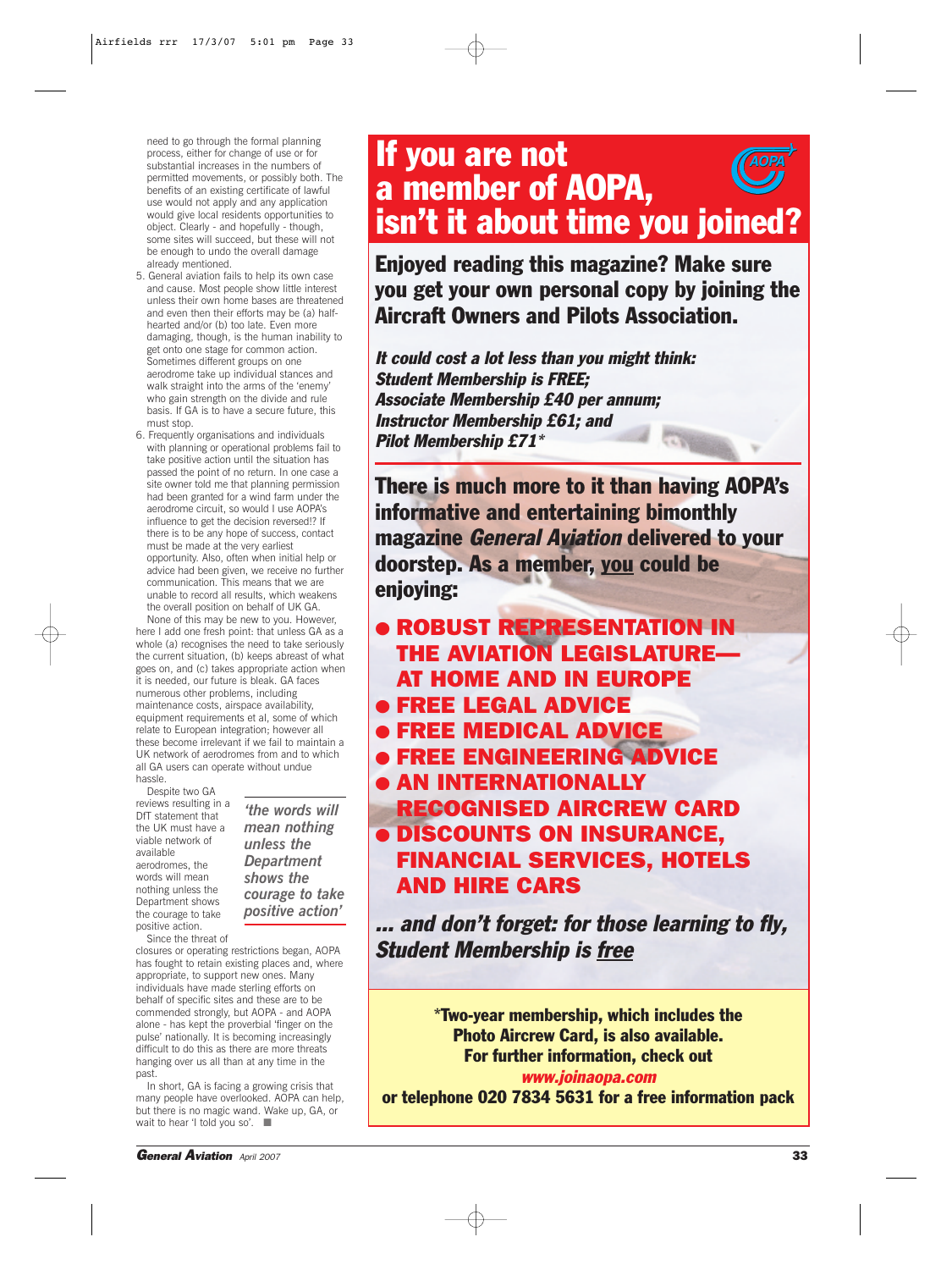need to go through the formal planning process, either for change of use or for substantial increases in the numbers of permitted movements, or possibly both. The benefits of an existing certificate of lawful use would not apply and any application would give local residents opportunities to object. Clearly - and hopefully - though, some sites will succeed, but these will not be enough to undo the overall damage already mentioned.

5. General aviation fails to help its own case and cause. Most people show little interest unless their own home bases are threatened and even then their efforts may be (a) half-hearted and/or (b) too late. Even more damaging, though, is the human inability to get onto one stage for common action. Sometimes different groups on one aerodrome take up individual stances and walk straight into the arms of the 'enemy' who gain strength on the divide and rule basis. If GA is to have a secure future, this must stop.
6. Frequently organisations and individuals with planning or operational problems fail to take positive action until the situation has passed the point of no return. In one case a site owner told me that planning permission had been granted for a wind farm under the aerodrome circuit, so would I use AOPA's influence to get the decision reversed!? If there is to be any hope of success, contact must be made at the very earliest opportunity. Also, often when initial help or advice had been given, we receive no further communication. This means that we are unable to record all results, which weakens the overall position on behalf of UK GA.

None of this may be new to you. However, here I add one fresh point: that unless GA as a whole (a) recognises the need to take seriously the current situation, (b) keeps abreast of what goes on, and (c) takes appropriate action when it is needed, our future is bleak. GA faces numerous other problems, including maintenance costs, airspace availability, equipment requirements et al, some of which relate to European integration; however all these become irrelevant if we fail to maintain a UK network of aerodromes from and to which all GA users can operate without undue hassle.

Despite two GA reviews resulting in a DfT statement that the UK must have a viable network of available aerodromes, the words will mean nothing unless the Department shows the courage to take positive action.

> *'the words will mean nothing unless the Department shows the courage to take positive action'*

Since the threat of closures or operating restrictions began, AOPA has fought to retain existing places and, where appropriate, to support new ones. Many individuals have made sterling efforts on behalf of specific sites and these are to be commended strongly, but AOPA - and AOPA alone - has kept the proverbial 'finger on the pulse' nationally. It is becoming increasingly difficult to do this as there are more threats hanging over us all than at any time in the past.

In short, GA is facing a growing crisis that many people have overlooked. AOPA can help, but there is no magic wand. Wake up, GA, or wait to hear 'I told you so'. ■

# If you are not a member of AOPA, isn't it about time you joined?

AOPA

**Enjoyed reading this magazine? Make sure you get your own personal copy by joining the Aircraft Owners and Pilots Association.**

***It could cost a lot less than you might think:***
***Student Membership is FREE;***
***Associate Membership £40 per annum;***
***Instructor Membership £61; and***
***Pilot Membership £71****

**There is much more to it than having AOPA's informative and entertaining bimonthly magazine *General Aviation* delivered to your doorstep. As a member, <u>you</u> could be enjoying:**

- **ROBUST REPRESENTATION IN THE AVIATION LEGISLATURE— AT HOME AND IN EUROPE**
- **FREE LEGAL ADVICE**
- **FREE MEDICAL ADVICE**
- **FREE ENGINEERING ADVICE**
- **AN INTERNATIONALLY RECOGNISED AIRCREW CARD**
- **DISCOUNTS ON INSURANCE, FINANCIAL SERVICES, HOTELS AND HIRE CARS**

***... and don't forget: for those learning to fly, Student Membership is <u>free</u>***

**\*Two-year membership, which includes the Photo Aircrew Card, is also available. For further information, check out**
***www.joinaopa.com***
**or telephone 020 7834 5631 for a free information pack**